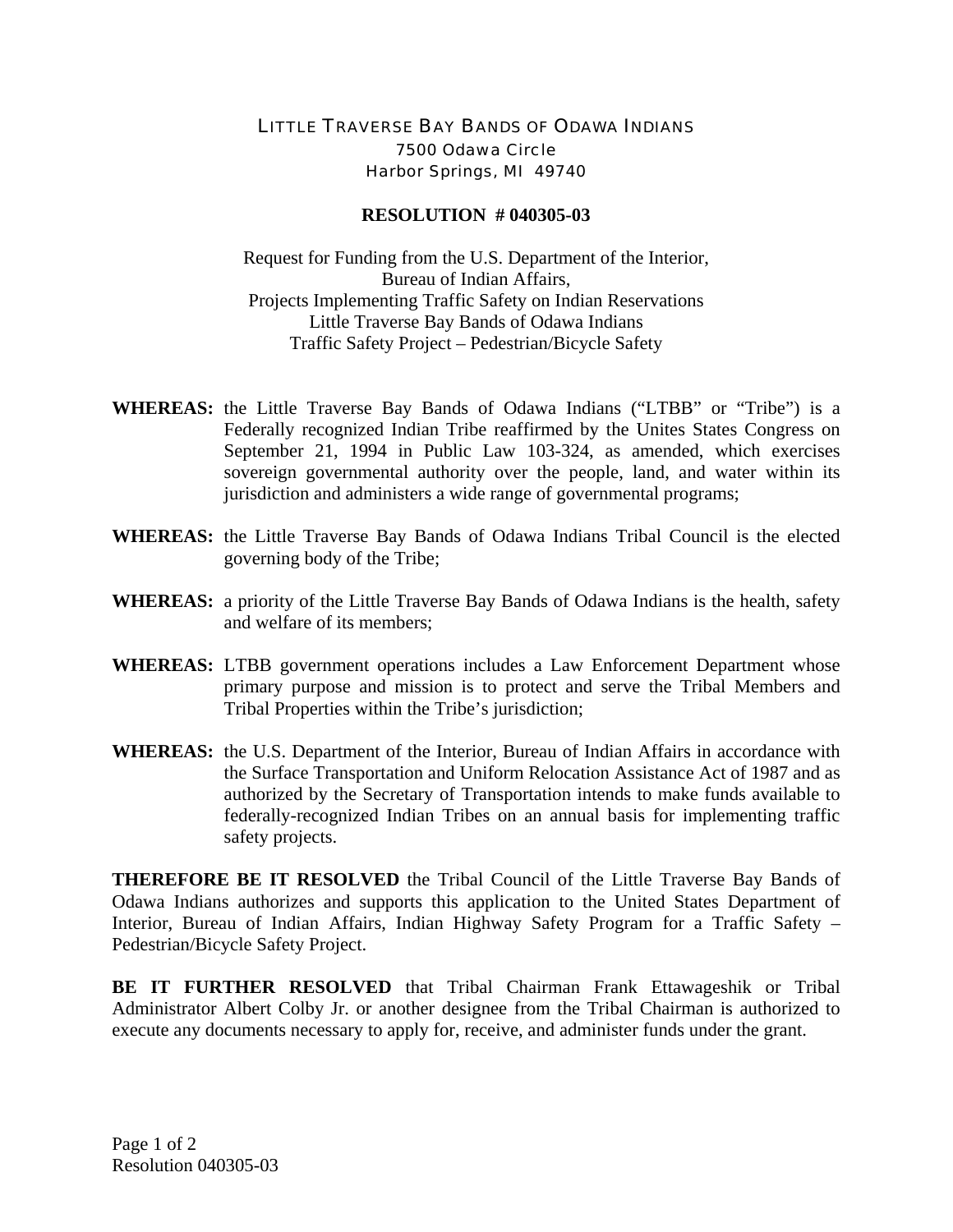LITTLE TRAVERSE BAY BANDS OF ODAWA INDIANS
7500 Odawa Circle
Harbor Springs, MI 49740

# RESOLUTION # 040305-03

Request for Funding from the U.S. Department of the Interior,
Bureau of Indian Affairs,
Projects Implementing Traffic Safety on Indian Reservations
Little Traverse Bay Bands of Odawa Indians
Traffic Safety Project – Pedestrian/Bicycle Safety

**WHEREAS:** the Little Traverse Bay Bands of Odawa Indians ("LTBB" or "Tribe") is a Federally recognized Indian Tribe reaffirmed by the Unites States Congress on September 21, 1994 in Public Law 103-324, as amended, which exercises sovereign governmental authority over the people, land, and water within its jurisdiction and administers a wide range of governmental programs;

**WHEREAS:** the Little Traverse Bay Bands of Odawa Indians Tribal Council is the elected governing body of the Tribe;

**WHEREAS:** a priority of the Little Traverse Bay Bands of Odawa Indians is the health, safety and welfare of its members;

**WHEREAS:** LTBB government operations includes a Law Enforcement Department whose primary purpose and mission is to protect and serve the Tribal Members and Tribal Properties within the Tribe's jurisdiction;

**WHEREAS:** the U.S. Department of the Interior, Bureau of Indian Affairs in accordance with the Surface Transportation and Uniform Relocation Assistance Act of 1987 and as authorized by the Secretary of Transportation intends to make funds available to federally-recognized Indian Tribes on an annual basis for implementing traffic safety projects.

**THEREFORE BE IT RESOLVED** the Tribal Council of the Little Traverse Bay Bands of Odawa Indians authorizes and supports this application to the United States Department of Interior, Bureau of Indian Affairs, Indian Highway Safety Program for a Traffic Safety – Pedestrian/Bicycle Safety Project.

**BE IT FURTHER RESOLVED** that Tribal Chairman Frank Ettawageshik or Tribal Administrator Albert Colby Jr. or another designee from the Tribal Chairman is authorized to execute any documents necessary to apply for, receive, and administer funds under the grant.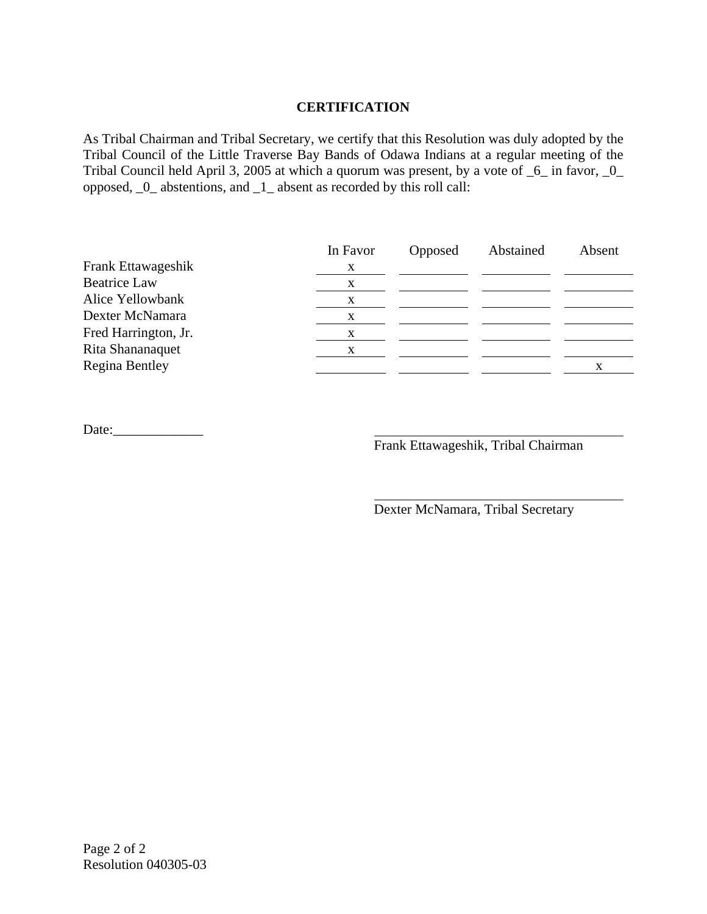**CERTIFICATION**

As Tribal Chairman and Tribal Secretary, we certify that this Resolution was duly adopted by the Tribal Council of the Little Traverse Bay Bands of Odawa Indians at a regular meeting of the Tribal Council held April 3, 2005 at which a quorum was present, by a vote of _6_ in favor, _0_ opposed, _0_ abstentions, and _1_ absent as recorded by this roll call:

| | In Favor | Opposed | Abstained | Absent |
|---|---|---|---|---|
| Frank Ettawageshik | x | | | |
| Beatrice Law | x | | | |
| Alice Yellowbank | x | | | |
| Dexter McNamara | x | | | |
| Fred Harrington, Jr. | x | | | |
| Rita Shananaquet | x | | | |
| Regina Bentley | | | | x |

Date:_____________

_____________________________________
Frank Ettawageshik, Tribal Chairman

_____________________________________
Dexter McNamara, Tribal Secretary

Resolution 040305-03